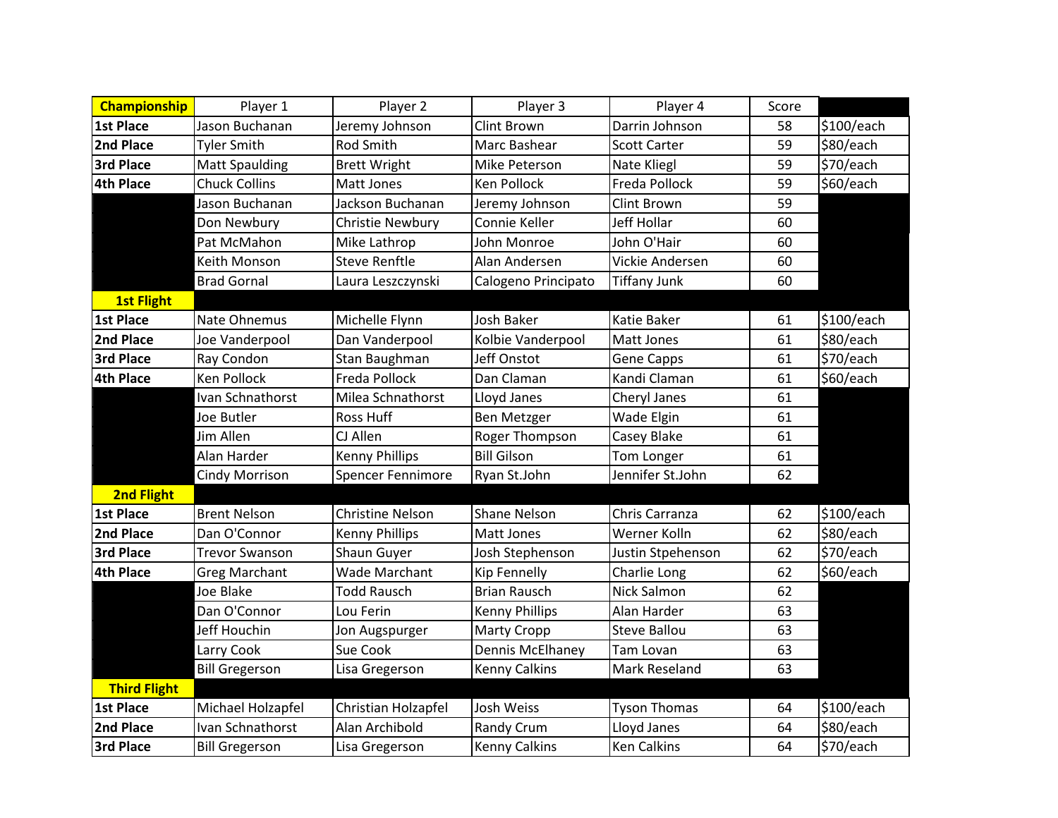| Championship | Player 1 | Player 2 | Player 3 | Player 4 | Score | |
|---|---|---|---|---|---|---|
| 1st Place | Jason Buchanan | Jeremy Johnson | Clint Brown | Darrin Johnson | 58 | $100/each |
| 2nd Place | Tyler Smith | Rod Smith | Marc Bashear | Scott Carter | 59 | $80/each |
| 3rd Place | Matt Spaulding | Brett Wright | Mike Peterson | Nate Kliegl | 59 | $70/each |
| 4th Place | Chuck Collins | Matt Jones | Ken Pollock | Freda Pollock | 59 | $60/each |
| | Jason Buchanan | Jackson Buchanan | Jeremy Johnson | Clint Brown | 59 | |
| | Don Newbury | Christie Newbury | Connie Keller | Jeff Hollar | 60 | |
| | Pat McMahon | Mike Lathrop | John Monroe | John O'Hair | 60 | |
| | Keith Monson | Steve Renftle | Alan Andersen | Vickie Andersen | 60 | |
| | Brad Gornal | Laura Leszczynski | Calogeno Principato | Tiffany Junk | 60 | |
| **1st Flight** | | | | | | |
| 1st Place | Nate Ohnemus | Michelle Flynn | Josh Baker | Katie Baker | 61 | $100/each |
| 2nd Place | Joe Vanderpool | Dan Vanderpool | Kolbie Vanderpool | Matt Jones | 61 | $80/each |
| 3rd Place | Ray Condon | Stan Baughman | Jeff Onstot | Gene Capps | 61 | $70/each |
| 4th Place | Ken Pollock | Freda Pollock | Dan Claman | Kandi Claman | 61 | $60/each |
| | Ivan Schnathorst | Milea Schnathorst | Lloyd Janes | Cheryl Janes | 61 | |
| | Joe Butler | Ross Huff | Ben Metzger | Wade Elgin | 61 | |
| | Jim Allen | CJ Allen | Roger Thompson | Casey Blake | 61 | |
| | Alan Harder | Kenny Phillips | Bill Gilson | Tom Longer | 61 | |
| | Cindy Morrison | Spencer Fennimore | Ryan St.John | Jennifer St.John | 62 | |
| **2nd Flight** | | | | | | |
| 1st Place | Brent Nelson | Christine Nelson | Shane Nelson | Chris Carranza | 62 | $100/each |
| 2nd Place | Dan O'Connor | Kenny Phillips | Matt Jones | Werner Kolln | 62 | $80/each |
| 3rd Place | Trevor Swanson | Shaun Guyer | Josh Stephenson | Justin Stpehenson | 62 | $70/each |
| 4th Place | Greg Marchant | Wade Marchant | Kip Fennelly | Charlie Long | 62 | $60/each |
| | Joe Blake | Todd Rausch | Brian Rausch | Nick Salmon | 62 | |
| | Dan O'Connor | Lou Ferin | Kenny Phillips | Alan Harder | 63 | |
| | Jeff Houchin | Jon Augspurger | Marty Cropp | Steve Ballou | 63 | |
| | Larry Cook | Sue Cook | Dennis McElhaney | Tam Lovan | 63 | |
| | Bill Gregerson | Lisa Gregerson | Kenny Calkins | Mark Reseland | 63 | |
| **Third Flight** | | | | | | |
| 1st Place | Michael Holzapfel | Christian Holzapfel | Josh Weiss | Tyson Thomas | 64 | $100/each |
| 2nd Place | Ivan Schnathorst | Alan Archibold | Randy Crum | Lloyd Janes | 64 | $80/each |
| 3rd Place | Bill Gregerson | Lisa Gregerson | Kenny Calkins | Ken Calkins | 64 | $70/each |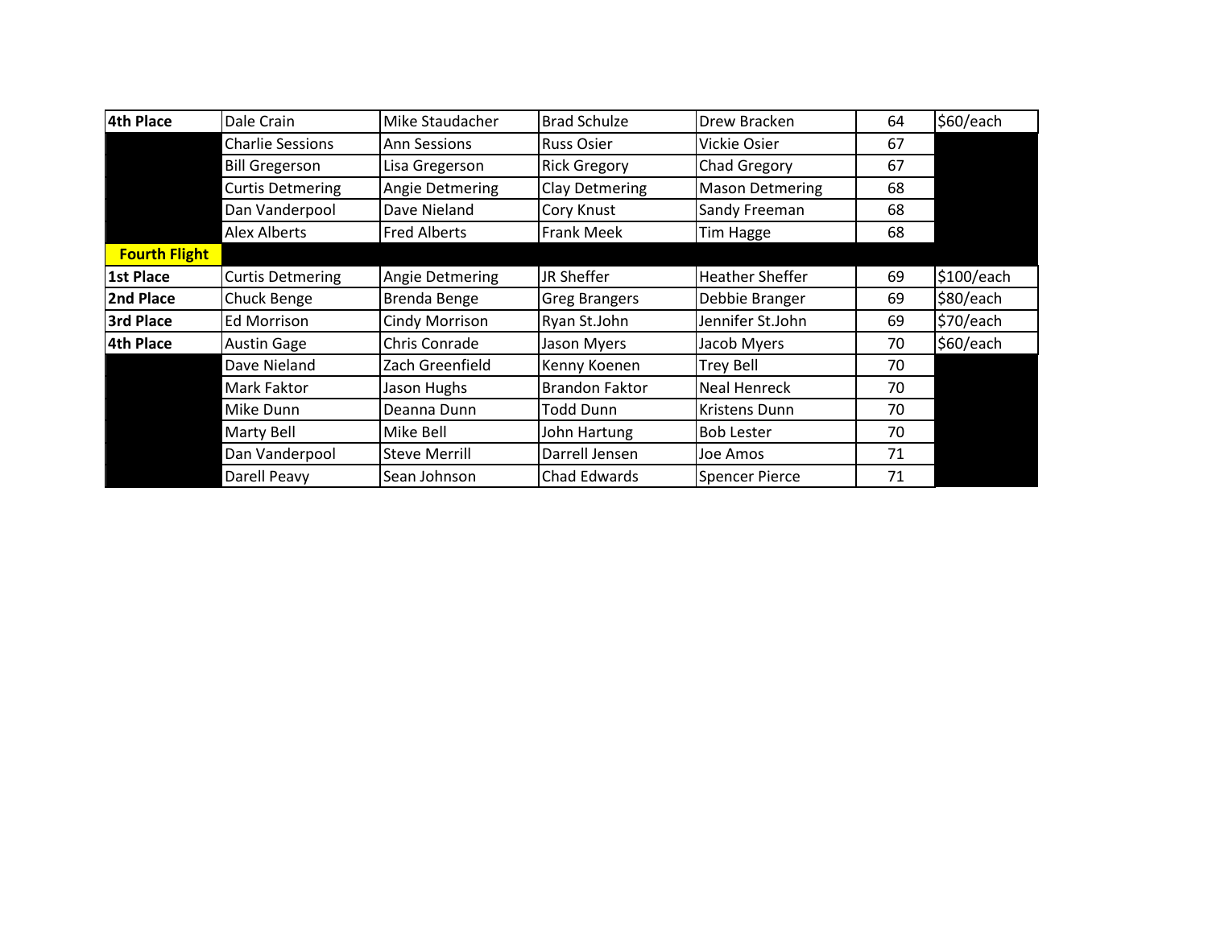| | | | | | | |
|---|---|---|---|---|---|---|
| **4th Place** | Dale Crain | Mike Staudacher | Brad Schulze | Drew Bracken | 64 | $60/each |
| | Charlie Sessions | Ann Sessions | Russ Osier | Vickie Osier | 67 | |
| | Bill Gregerson | Lisa Gregerson | Rick Gregory | Chad Gregory | 67 | |
| | Curtis Detmering | Angie Detmering | Clay Detmering | Mason Detmering | 68 | |
| | Dan Vanderpool | Dave Nieland | Cory Knust | Sandy Freeman | 68 | |
| | Alex Alberts | Fred Alberts | Frank Meek | Tim Hagge | 68 | |
| **Fourth Flight** | | | | | | |
| **1st Place** | Curtis Detmering | Angie Detmering | JR Sheffer | Heather Sheffer | 69 | $100/each |
| **2nd Place** | Chuck Benge | Brenda Benge | Greg Brangers | Debbie Branger | 69 | $80/each |
| **3rd Place** | Ed Morrison | Cindy Morrison | Ryan St.John | Jennifer St.John | 69 | $70/each |
| **4th Place** | Austin Gage | Chris Conrade | Jason Myers | Jacob Myers | 70 | $60/each |
| | Dave Nieland | Zach Greenfield | Kenny Koenen | Trey Bell | 70 | |
| | Mark Faktor | Jason Hughs | Brandon Faktor | Neal Henreck | 70 | |
| | Mike Dunn | Deanna Dunn | Todd Dunn | Kristens Dunn | 70 | |
| | Marty Bell | Mike Bell | John Hartung | Bob Lester | 70 | |
| | Dan Vanderpool | Steve Merrill | Darrell Jensen | Joe Amos | 71 | |
| | Darell Peavy | Sean Johnson | Chad Edwards | Spencer Pierce | 71 | |